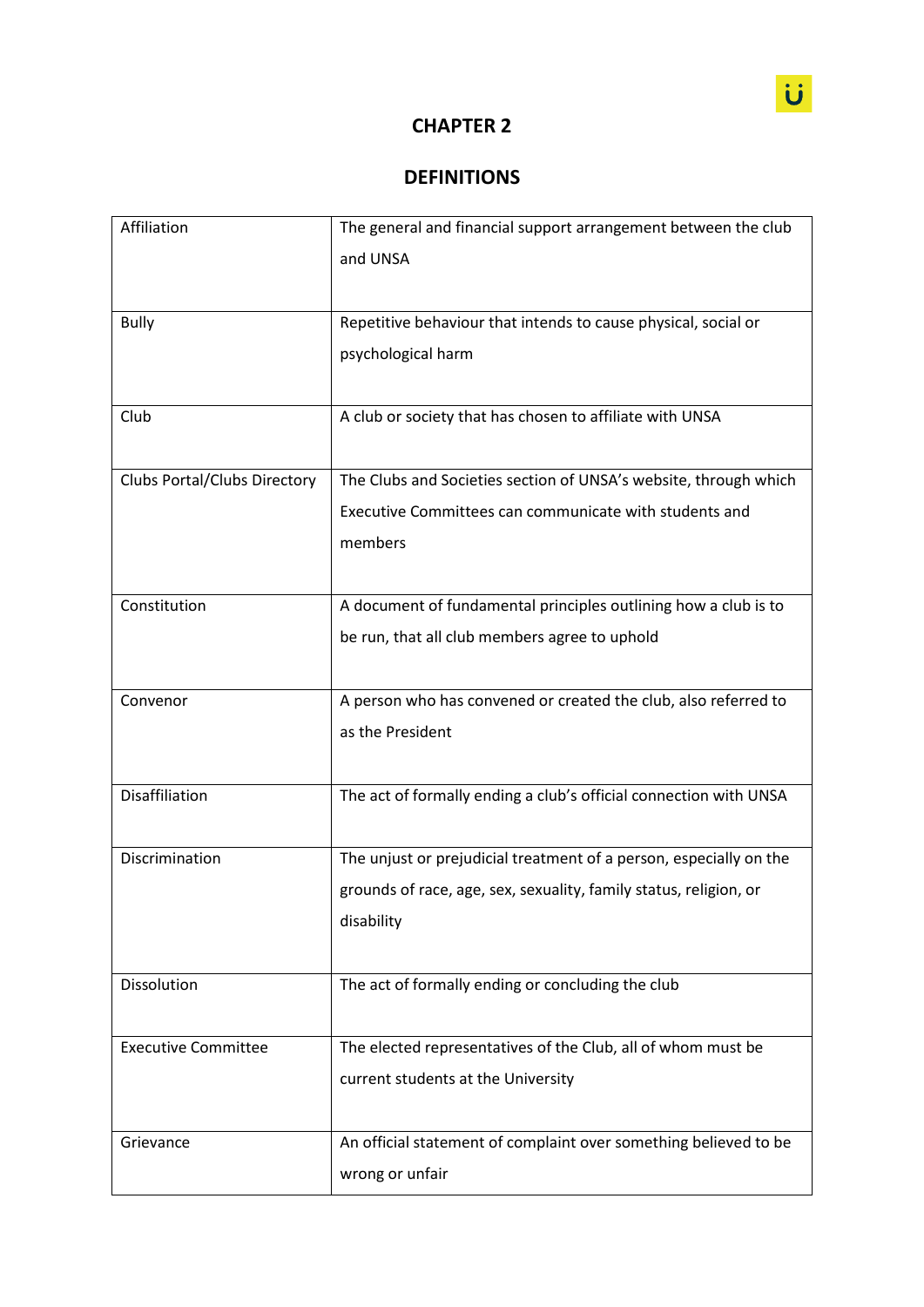# CHAPTER 2

## DEFINITIONS

| | |
|---|---|
| Affiliation | The general and financial support arrangement between the club and UNSA |
| Bully | Repetitive behaviour that intends to cause physical, social or psychological harm |
| Club | A club or society that has chosen to affiliate with UNSA |
| Clubs Portal/Clubs Directory | The Clubs and Societies section of UNSA's website, through which Executive Committees can communicate with students and members |
| Constitution | A document of fundamental principles outlining how a club is to be run, that all club members agree to uphold |
| Convenor | A person who has convened or created the club, also referred to as the President |
| Disaffiliation | The act of formally ending a club's official connection with UNSA |
| Discrimination | The unjust or prejudicial treatment of a person, especially on the grounds of race, age, sex, sexuality, family status, religion, or disability |
| Dissolution | The act of formally ending or concluding the club |
| Executive Committee | The elected representatives of the Club, all of whom must be current students at the University |
| Grievance | An official statement of complaint over something believed to be wrong or unfair |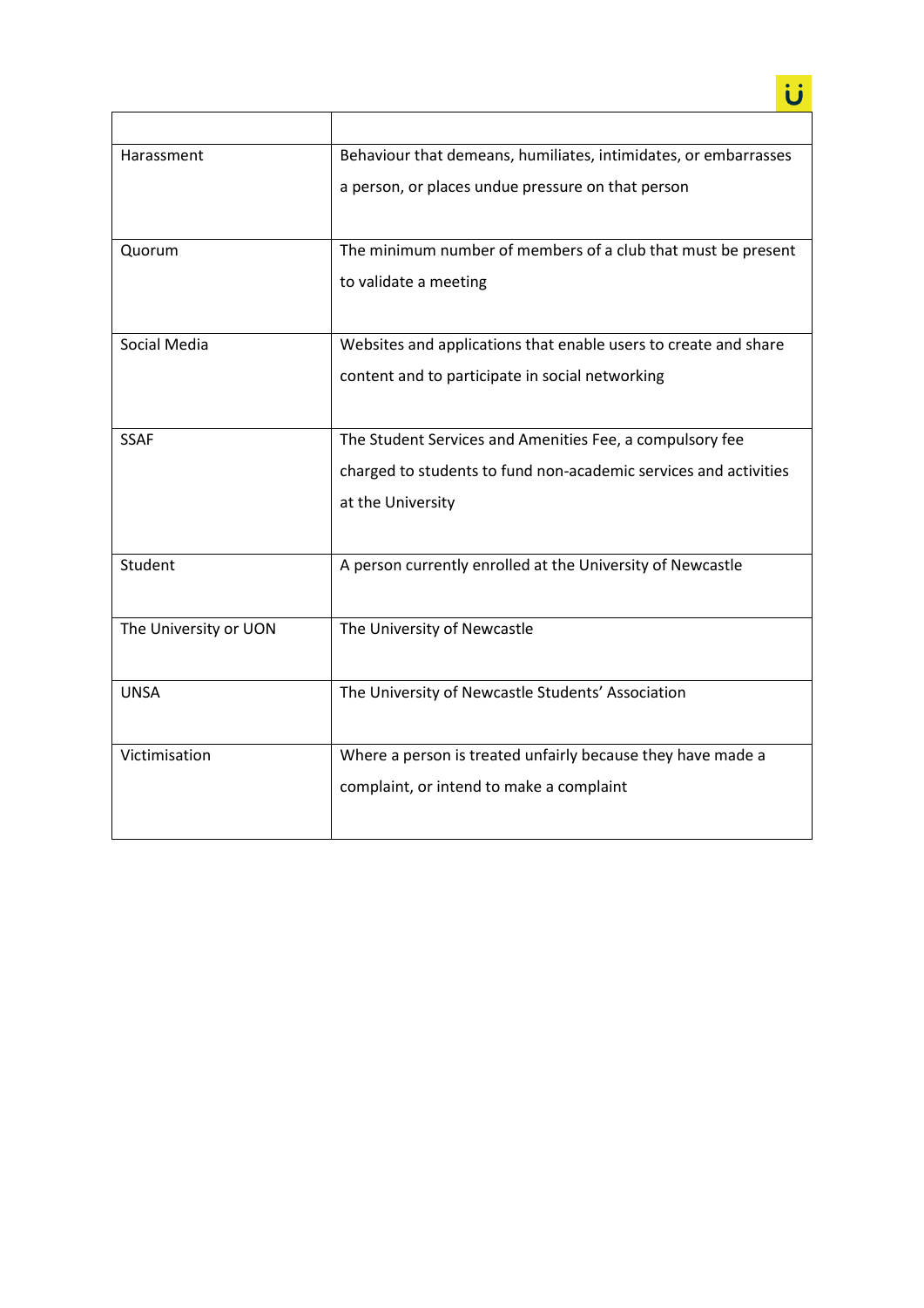| | |
|---|---|
| Harassment | Behaviour that demeans, humiliates, intimidates, or embarrasses a person, or places undue pressure on that person |
| Quorum | The minimum number of members of a club that must be present to validate a meeting |
| Social Media | Websites and applications that enable users to create and share content and to participate in social networking |
| SSAF | The Student Services and Amenities Fee, a compulsory fee charged to students to fund non-academic services and activities at the University |
| Student | A person currently enrolled at the University of Newcastle |
| The University or UON | The University of Newcastle |
| UNSA | The University of Newcastle Students' Association |
| Victimisation | Where a person is treated unfairly because they have made a complaint, or intend to make a complaint |